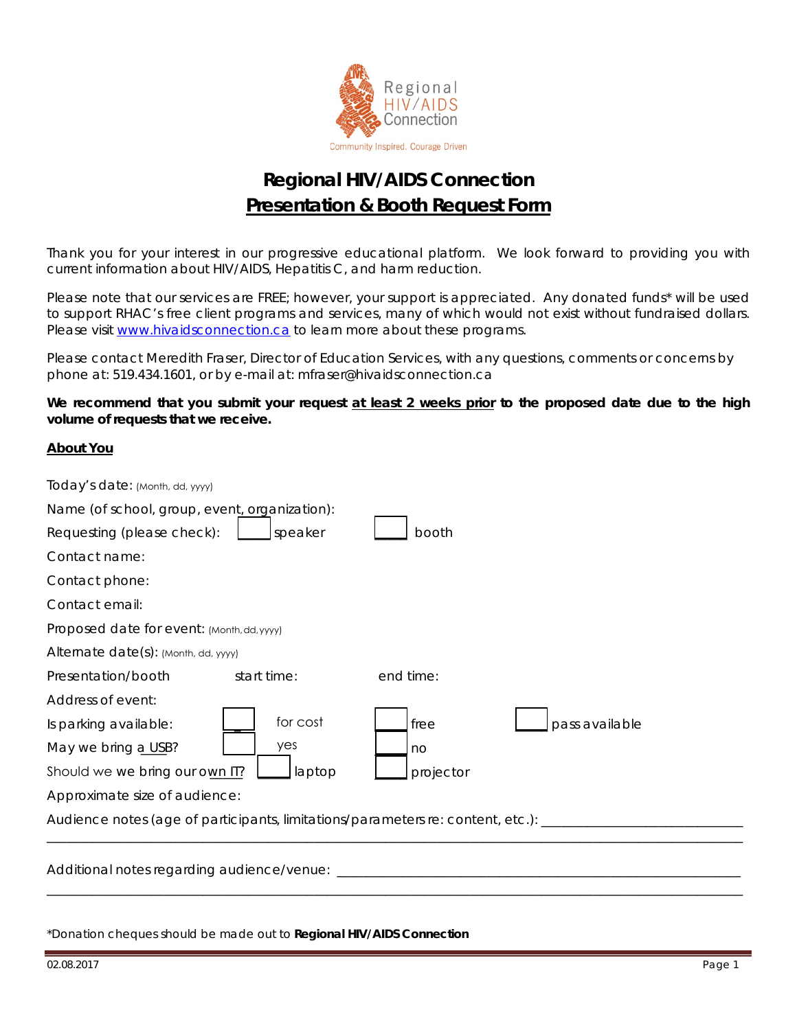Regional HIV/AIDS Connection

Community Inspired. Courage Driven

# Regional HIV/AIDS Connection

## Presentation & Booth Request Form

Thank you for your interest in our progressive educational platform. We look forward to providing you with current information about HIV/AIDS, Hepatitis C, and harm reduction.

Please note that our services are FREE; however, your support is appreciated. Any donated funds* will be used to support RHAC's free client programs and services, many of which would not exist without fundraised dollars. Please visit [www.hivaidsconnection.ca](http://www.hivaidsconnection.ca) to learn more about these programs.

Please contact Meredith Fraser, Director of Education Services, with any questions, comments or concerns by phone at: 519.434.1601, or by e-mail at: mfraser@hivaidsconnection.ca

**We recommend that you submit your request at least 2 weeks prior to the proposed date due to the high volume of requests that we receive.**

### About You

Today's date: (Month, dd, yyyy)

Name (of school, group, event, organization):

Requesting (please check): ☐ speaker ☐ booth

Contact name:

Contact phone:

Contact email:

Proposed date for event: (Month, dd, yyyy)

Alternate date(s): (Month, dd, yyyy)

Presentation/booth start time: end time:

Address of event:

Is parking available: ☐ for cost ☐ free ☐ pass available

May we bring a USB? ☐ yes ☐ no

Should we we bring our own IT? ☐ laptop ☐ projector

Approximate size of audience:

Audience notes (age of participants, limitations/parameters re: content, etc.): ____________________________

____________________________________________________________________________________

Additional notes regarding audience/venue: ____________________________________________________

____________________________________________________________________________________

*Donation cheques should be made out to **Regional HIV/AIDS Connection**

02.08.2017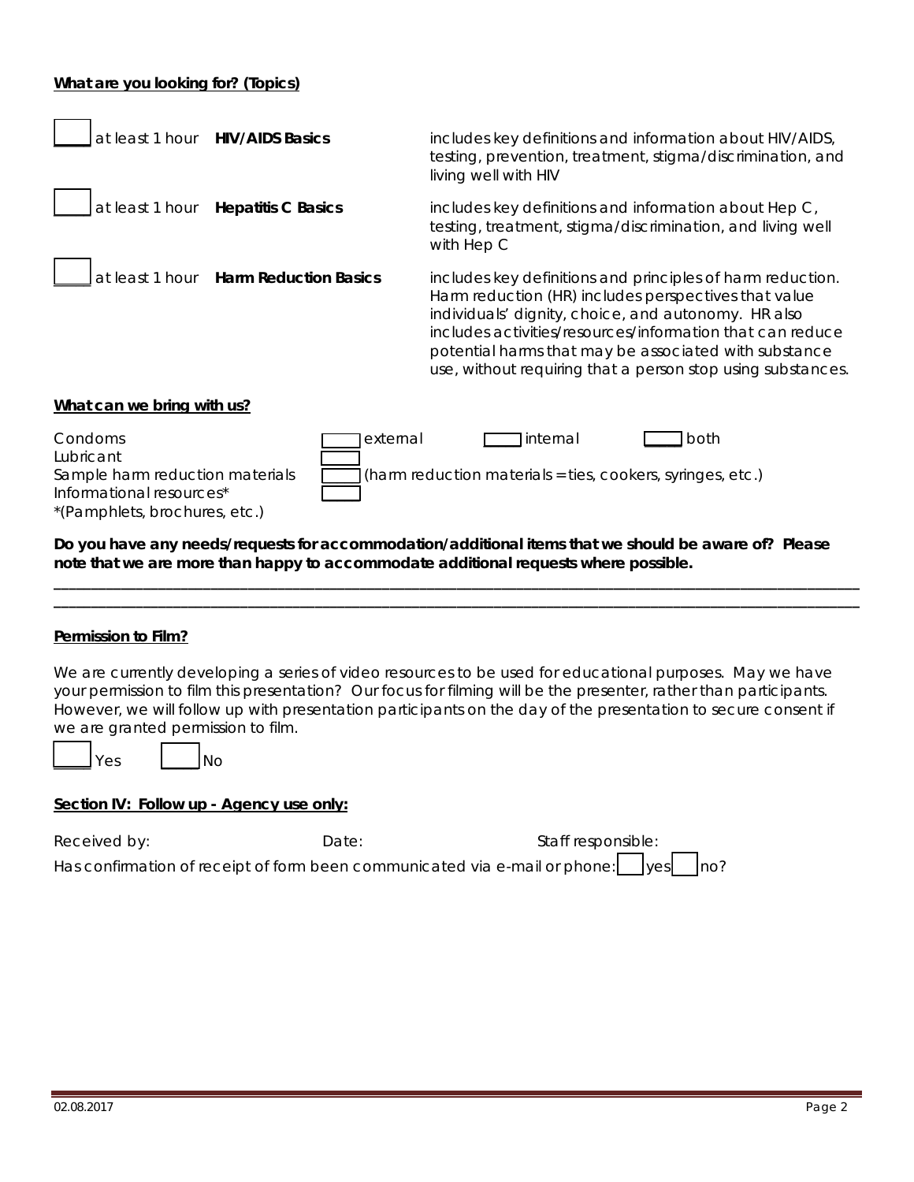**What are you looking for? (Topics)**

| | | |
|---|---|---|
| ☐ at least 1 hour | **HIV/AIDS Basics** | includes key definitions and information about HIV/AIDS, testing, prevention, treatment, stigma/discrimination, and living well with HIV |
| ☐ at least 1 hour | **Hepatitis C Basics** | includes key definitions and information about Hep C, testing, treatment, stigma/discrimination, and living well with Hep C |
| ☐ at least 1 hour | **Harm Reduction Basics** | includes key definitions and principles of harm reduction. Harm reduction (HR) includes perspectives that value individuals' dignity, choice, and autonomy. HR also includes activities/resources/information that can reduce potential harms that may be associated with substance use, without requiring that a person stop using substances. |

**What can we bring with us?**

Condoms ☐ external ☐ internal ☐ both

Lubricant ☐

Sample harm reduction materials ☐ (harm reduction materials = ties, cookers, syringes, etc.)

Informational resources* ☐

*(Pamphlets, brochures, etc.)

**Do you have any needs/requests for accommodation/additional items that we should be aware of? Please note that we are more than happy to accommodate additional requests where possible.**

_______________________________________________________________________________________

_______________________________________________________________________________________

**Permission to Film?**

We are currently developing a series of video resources to be used for educational purposes. May we have your permission to film this presentation? Our focus for filming will be the presenter, rather than participants. However, we will follow up with presentation participants on the day of the presentation to secure consent if we are granted permission to film.

☐ Yes ☐ No

**Section IV: Follow up - Agency use only:**

Received by: Date: Staff responsible:

Has confirmation of receipt of form been communicated via e-mail or phone: ☐ yes ☐ no?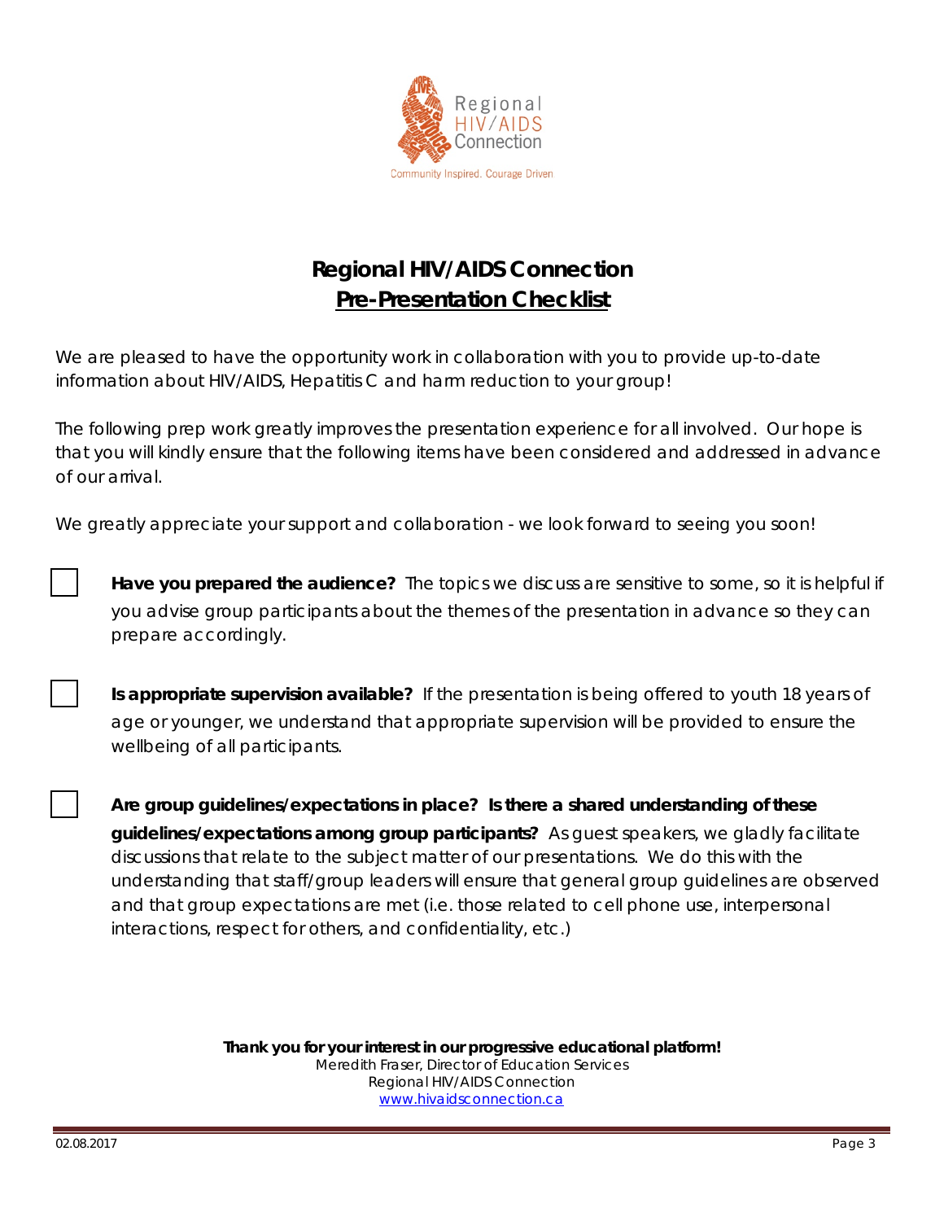Regional
HIV/AIDS
Connection
Community Inspired. Courage Driven

# Regional HIV/AIDS Connection

## Pre-Presentation Checklist

We are pleased to have the opportunity work in collaboration with you to provide up-to-date information about HIV/AIDS, Hepatitis C and harm reduction to your group!

The following prep work greatly improves the presentation experience for all involved. Our hope is that you will kindly ensure that the following items have been considered and addressed in advance of our arrival.

We greatly appreciate your support and collaboration - we look forward to seeing you soon!

- [ ] **Have you prepared the audience?** The topics we discuss are sensitive to some, so it is helpful if you advise group participants about the themes of the presentation in advance so they can prepare accordingly.

- [ ] **Is appropriate supervision available?** If the presentation is being offered to youth 18 years of age or younger, we understand that appropriate supervision will be provided to ensure the wellbeing of all participants.

- [ ] **Are group guidelines/expectations in place? Is there a shared understanding of these guidelines/expectations among group participants?** As guest speakers, we gladly facilitate discussions that relate to the subject matter of our presentations. We do this with the understanding that staff/group leaders will ensure that general group guidelines are observed and that group expectations are met (i.e. those related to cell phone use, interpersonal interactions, respect for others, and confidentiality, etc.)

**Thank you for your interest in our progressive educational platform!**
*Meredith Fraser, Director of Education Services*
*Regional HIV/AIDS Connection*
[www.hivaidsconnection.ca](http://www.hivaidsconnection.ca)

02.08.2017